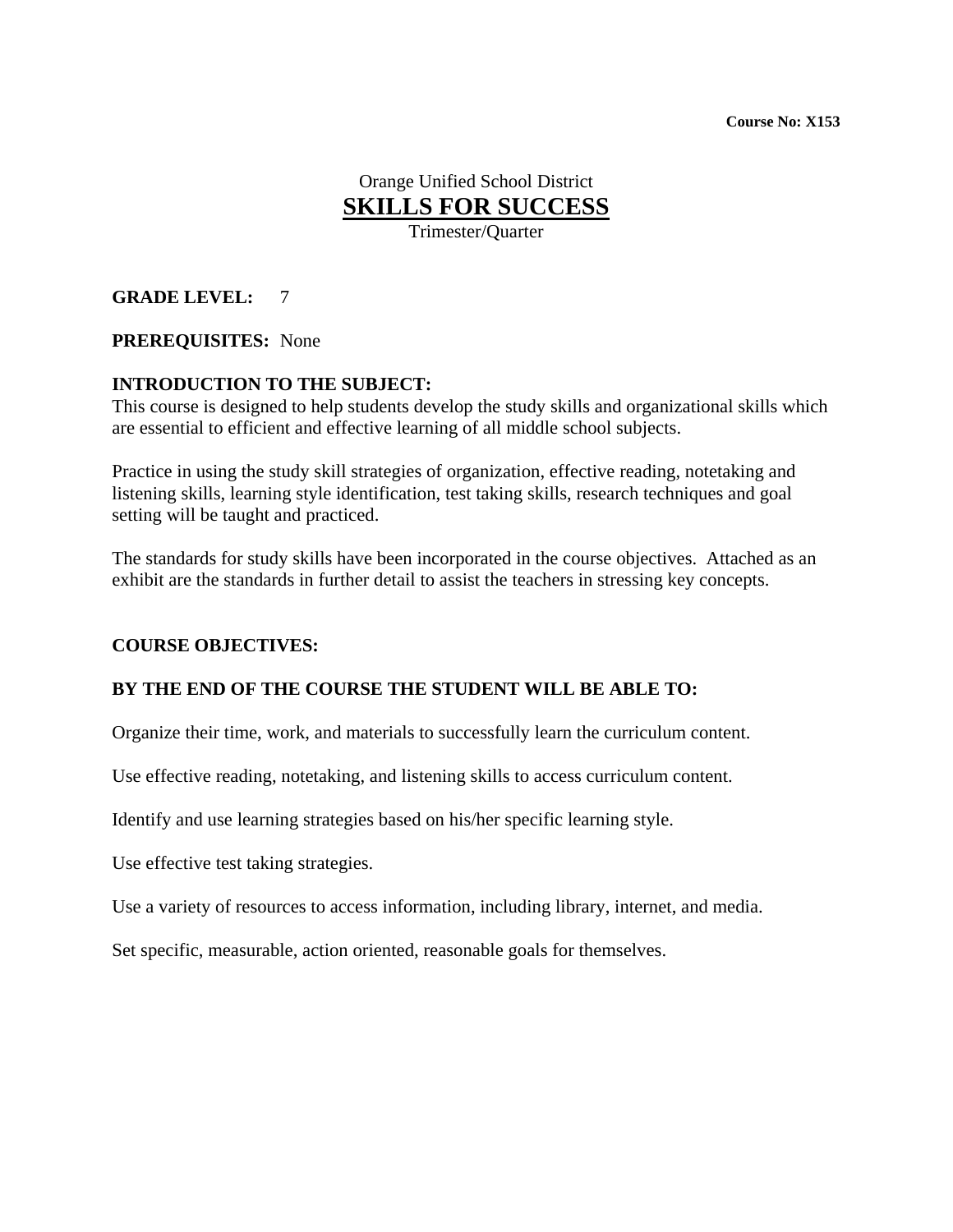**Course No: X153**

Orange Unified School District

# SKILLS FOR SUCCESS

Trimester/Quarter

**GRADE LEVEL:** 7

**PREREQUISITES:** None

**INTRODUCTION TO THE SUBJECT:**

This course is designed to help students develop the study skills and organizational skills which are essential to efficient and effective learning of all middle school subjects.

Practice in using the study skill strategies of organization, effective reading, notetaking and listening skills, learning style identification, test taking skills, research techniques and goal setting will be taught and practiced.

The standards for study skills have been incorporated in the course objectives. Attached as an exhibit are the standards in further detail to assist the teachers in stressing key concepts.

**COURSE OBJECTIVES:**

**BY THE END OF THE COURSE THE STUDENT WILL BE ABLE TO:**

Organize their time, work, and materials to successfully learn the curriculum content.

Use effective reading, notetaking, and listening skills to access curriculum content.

Identify and use learning strategies based on his/her specific learning style.

Use effective test taking strategies.

Use a variety of resources to access information, including library, internet, and media.

Set specific, measurable, action oriented, reasonable goals for themselves.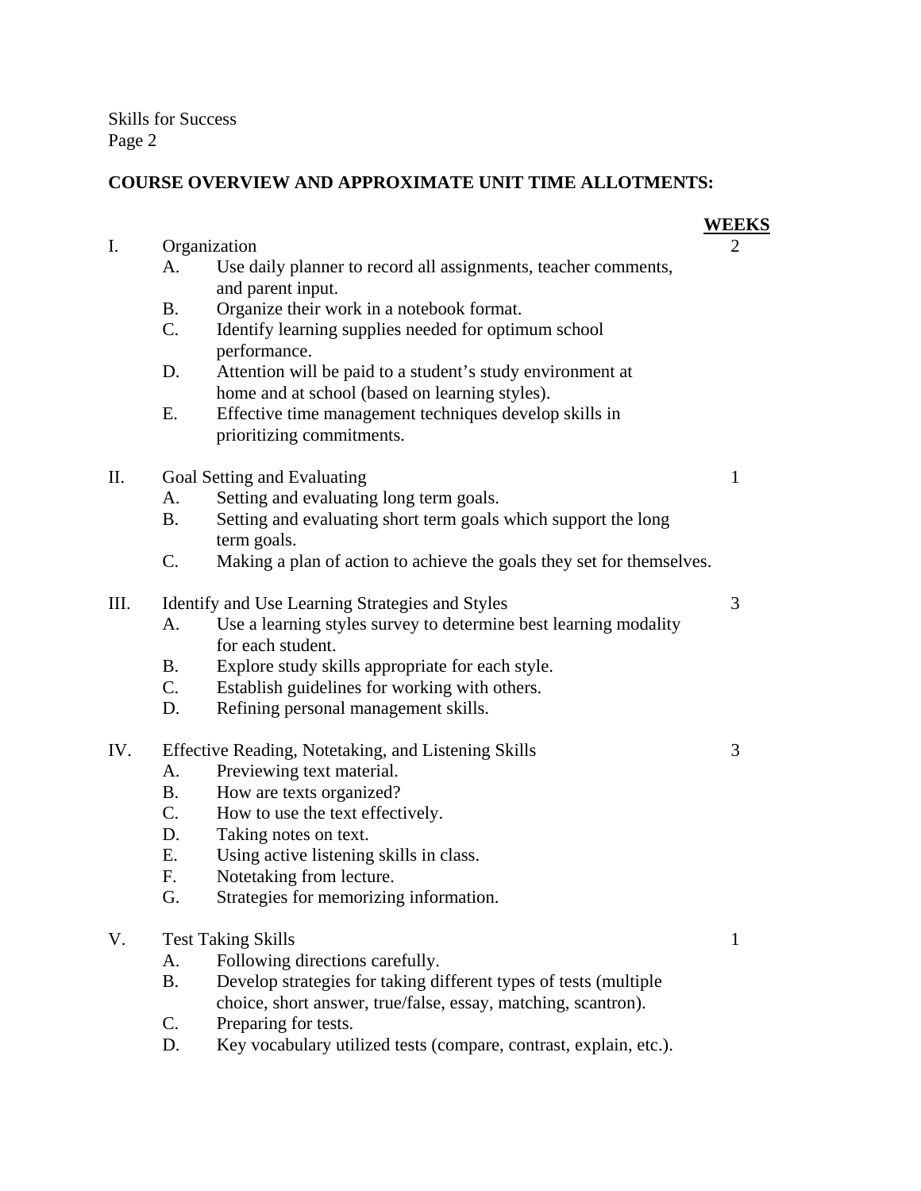## COURSE OVERVIEW AND APPROXIMATE UNIT TIME ALLOTMENTS:

| | WEEKS |
|---|---|
| **I. Organization** | 2 |
| A. Use daily planner to record all assignments, teacher comments, and parent input. | |
| B. Organize their work in a notebook format. | |
| C. Identify learning supplies needed for optimum school performance. | |
| D. Attention will be paid to a student's study environment at home and at school (based on learning styles). | |
| E. Effective time management techniques develop skills in prioritizing commitments. | |
| **II. Goal Setting and Evaluating** | 1 |
| A. Setting and evaluating long term goals. | |
| B. Setting and evaluating short term goals which support the long term goals. | |
| C. Making a plan of action to achieve the goals they set for themselves. | |
| **III. Identify and Use Learning Strategies and Styles** | 3 |
| A. Use a learning styles survey to determine best learning modality for each student. | |
| B. Explore study skills appropriate for each style. | |
| C. Establish guidelines for working with others. | |
| D. Refining personal management skills. | |
| **IV. Effective Reading, Notetaking, and Listening Skills** | 3 |
| A. Previewing text material. | |
| B. How are texts organized? | |
| C. How to use the text effectively. | |
| D. Taking notes on text. | |
| E. Using active listening skills in class. | |
| F. Notetaking from lecture. | |
| G. Strategies for memorizing information. | |
| **V. Test Taking Skills** | 1 |
| A. Following directions carefully. | |
| B. Develop strategies for taking different types of tests (multiple choice, short answer, true/false, essay, matching, scantron). | |
| C. Preparing for tests. | |
| D. Key vocabulary utilized tests (compare, contrast, explain, etc.). | |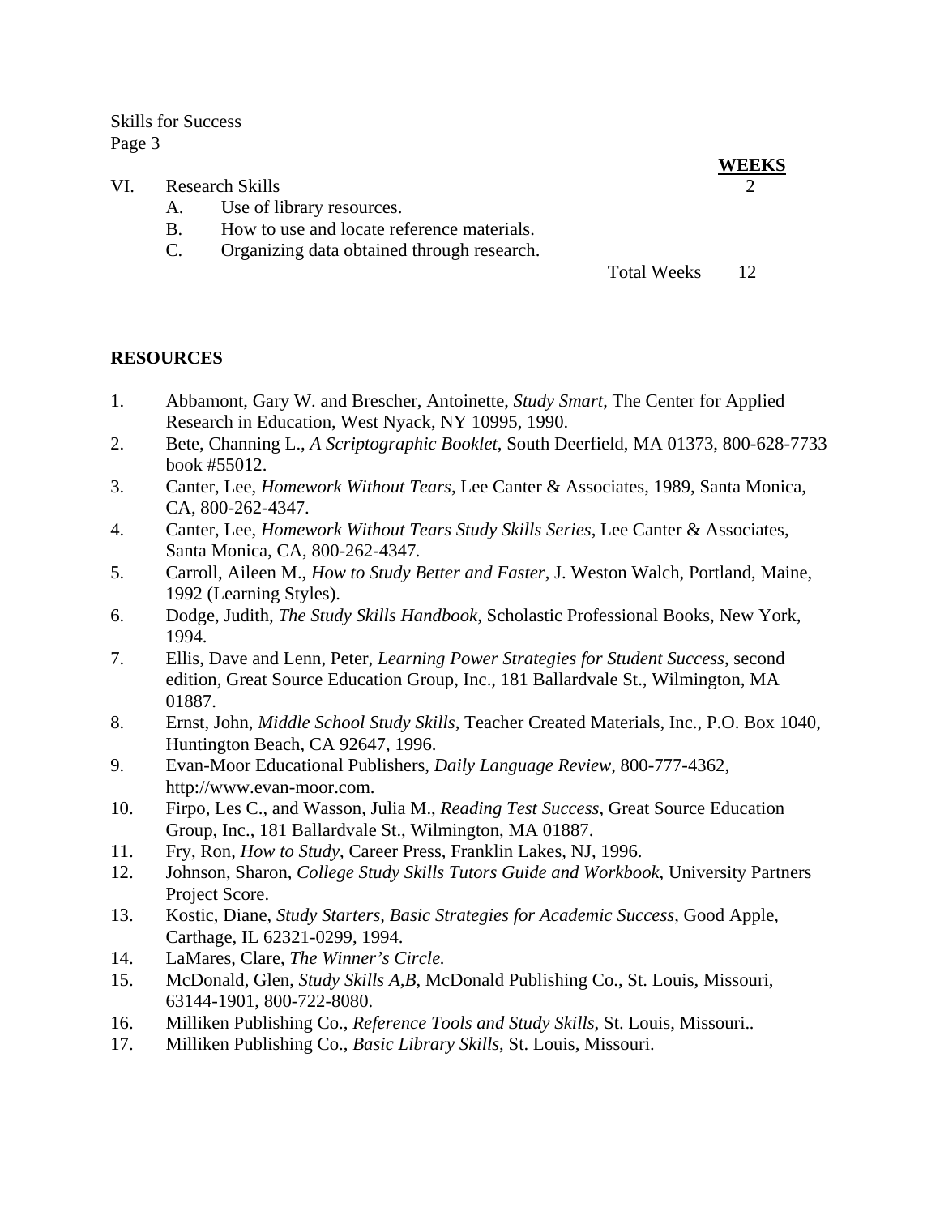| | WEEKS |
|---|---|
| VI. Research Skills | 2 |
| A. Use of library resources. | |
| B. How to use and locate reference materials. | |
| C. Organizing data obtained through research. | |
| Total Weeks | 12 |

**RESOURCES**

1. Abbamont, Gary W. and Brescher, Antoinette, *Study Smart*, The Center for Applied Research in Education, West Nyack, NY 10995, 1990.
2. Bete, Channing L., *A Scriptographic Booklet*, South Deerfield, MA 01373, 800-628-7733 book #55012.
3. Canter, Lee, *Homework Without Tears*, Lee Canter & Associates, 1989, Santa Monica, CA, 800-262-4347.
4. Canter, Lee, *Homework Without Tears Study Skills Series*, Lee Canter & Associates, Santa Monica, CA, 800-262-4347.
5. Carroll, Aileen M., *How to Study Better and Faster*, J. Weston Walch, Portland, Maine, 1992 (Learning Styles).
6. Dodge, Judith, *The Study Skills Handbook*, Scholastic Professional Books, New York, 1994.
7. Ellis, Dave and Lenn, Peter, *Learning Power Strategies for Student Success*, second edition, Great Source Education Group, Inc., 181 Ballardvale St., Wilmington, MA 01887.
8. Ernst, John, *Middle School Study Skills*, Teacher Created Materials, Inc., P.O. Box 1040, Huntington Beach, CA 92647, 1996.
9. Evan-Moor Educational Publishers, *Daily Language Review*, 800-777-4362, http://www.evan-moor.com.
10. Firpo, Les C., and Wasson, Julia M., *Reading Test Success*, Great Source Education Group, Inc., 181 Ballardvale St., Wilmington, MA 01887.
11. Fry, Ron, *How to Study*, Career Press, Franklin Lakes, NJ, 1996.
12. Johnson, Sharon, *College Study Skills Tutors Guide and Workbook*, University Partners Project Score.
13. Kostic, Diane, *Study Starters, Basic Strategies for Academic Success*, Good Apple, Carthage, IL 62321-0299, 1994.
14. LaMares, Clare, *The Winner's Circle.*
15. McDonald, Glen, *Study Skills A,B*, McDonald Publishing Co., St. Louis, Missouri, 63144-1901, 800-722-8080.
16. Milliken Publishing Co., *Reference Tools and Study Skills*, St. Louis, Missouri..
17. Milliken Publishing Co., *Basic Library Skills*, St. Louis, Missouri.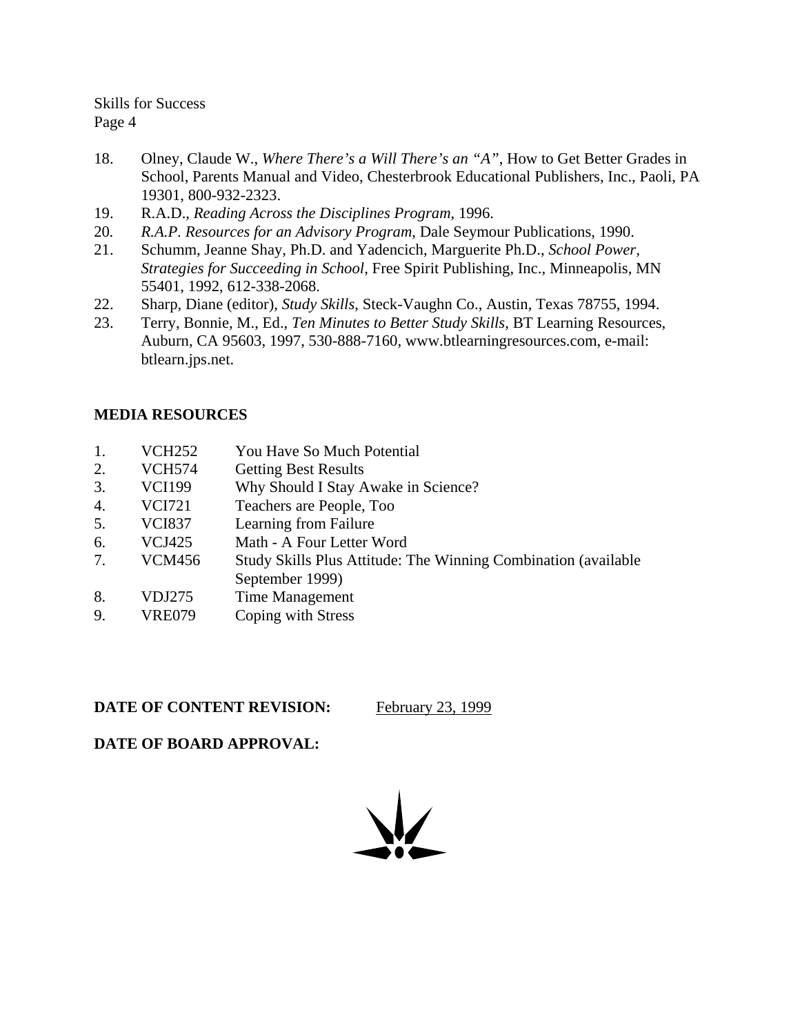18. Olney, Claude W., *Where There's a Will There's an "A"*, How to Get Better Grades in School, Parents Manual and Video, Chesterbrook Educational Publishers, Inc., Paoli, PA 19301, 800-932-2323.
19. R.A.D., *Reading Across the Disciplines Program*, 1996.
20. *R.A.P. Resources for an Advisory Program*, Dale Seymour Publications, 1990.
21. Schumm, Jeanne Shay, Ph.D. and Yadencich, Marguerite Ph.D., *School Power, Strategies for Succeeding in School*, Free Spirit Publishing, Inc., Minneapolis, MN 55401, 1992, 612-338-2068.
22. Sharp, Diane (editor), *Study Skills*, Steck-Vaughn Co., Austin, Texas 78755, 1994.
23. Terry, Bonnie, M., Ed., *Ten Minutes to Better Study Skills*, BT Learning Resources, Auburn, CA 95603, 1997, 530-888-7160, www.btlearningresources.com, e-mail: btlearn.jps.net.

## MEDIA RESOURCES

| | | |
|---|---|---|
| 1. | VCH252 | You Have So Much Potential |
| 2. | VCH574 | Getting Best Results |
| 3. | VCI199 | Why Should I Stay Awake in Science? |
| 4. | VCI721 | Teachers are People, Too |
| 5. | VCI837 | Learning from Failure |
| 6. | VCJ425 | Math - A Four Letter Word |
| 7. | VCM456 | Study Skills Plus Attitude: The Winning Combination (available September 1999) |
| 8. | VDJ275 | Time Management |
| 9. | VRE079 | Coping with Stress |

**DATE OF CONTENT REVISION:** February 23, 1999

**DATE OF BOARD APPROVAL:**